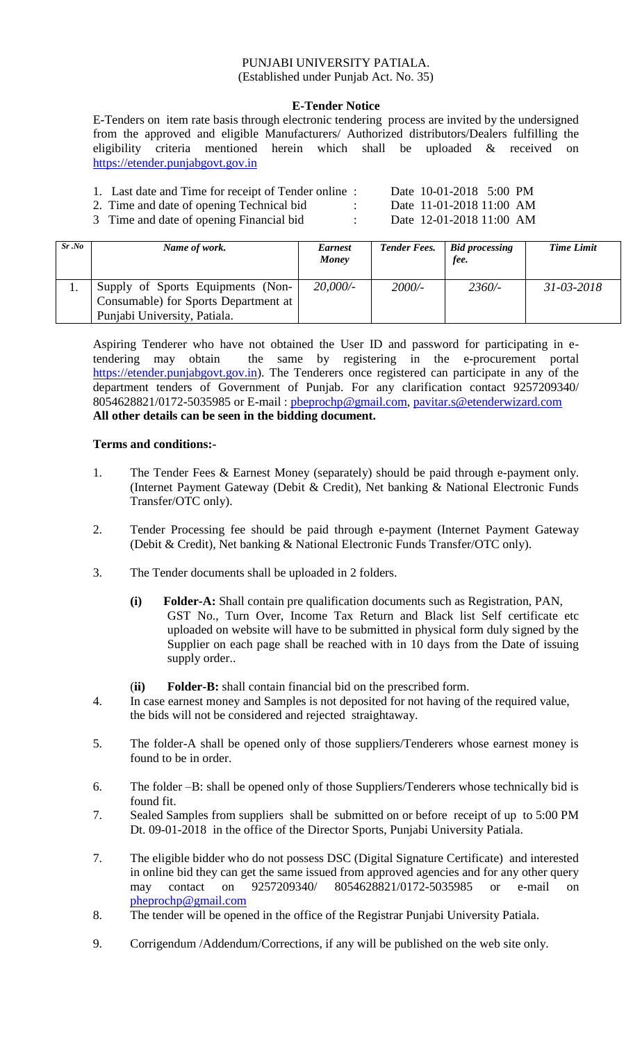# PUNJABI UNIVERSITY PATIALA.

(Established under Punjab Act. No. 35)

## E-Tender Notice

E-Tenders on item rate basis through electronic tendering process are invited by the undersigned from the approved and eligible Manufacturers/ Authorized distributors/Dealers fulfilling the eligibility criteria mentioned herein which shall be uploaded & received on https://etender.punjabgovt.gov.in

1. Last date and Time for receipt of Tender online : Date 10-01-2018 5:00 PM
2. Time and date of opening Technical bid : Date 11-01-2018 11:00 AM
3. Time and date of opening Financial bid : Date 12-01-2018 11:00 AM

| *Sr .No* | *Name of work.* | *Earnest Money* | *Tender Fees.* | *Bid processing fee.* | *Time Limit* |
|---|---|---|---|---|---|
| 1. | Supply of Sports Equipments (Non-Consumable) for Sports Department at Punjabi University, Patiala. | *20,000/-* | *2000/-* | *2360/-* | *31-03-2018* |

Aspiring Tenderer who have not obtained the User ID and password for participating in e-tendering may obtain the same by registering in the e-procurement portal https://etender.punjabgovt.gov.in). The Tenderers once registered can participate in any of the department tenders of Government of Punjab. For any clarification contact 9257209340/ 8054628821/0172-5035985 or E-mail : pbeprochp@gmail.com, pavitar.s@etenderwizard.com

**All other details can be seen in the bidding document.**

**Terms and conditions:-**

1. The Tender Fees & Earnest Money (separately) should be paid through e-payment only. (Internet Payment Gateway (Debit & Credit), Net banking & National Electronic Funds Transfer/OTC only).

2. Tender Processing fee should be paid through e-payment (Internet Payment Gateway (Debit & Credit), Net banking & National Electronic Funds Transfer/OTC only).

3. The Tender documents shall be uploaded in 2 folders.

   **(i) Folder-A:** Shall contain pre qualification documents such as Registration, PAN, GST No., Turn Over, Income Tax Return and Black list Self certificate etc uploaded on website will have to be submitted in physical form duly signed by the Supplier on each page shall be reached with in 10 days from the Date of issuing supply order..

   (**ii**) **Folder-B:** shall contain financial bid on the prescribed form.

4. In case earnest money and Samples is not deposited for not having of the required value, the bids will not be considered and rejected straightaway.

5. The folder-A shall be opened only of those suppliers/Tenderers whose earnest money is found to be in order.

6. The folder –B: shall be opened only of those Suppliers/Tenderers whose technically bid is found fit.

7. Sealed Samples from suppliers shall be submitted on or before receipt of up to 5:00 PM Dt. 09-01-2018 in the office of the Director Sports, Punjabi University Patiala.

7. The eligible bidder who do not possess DSC (Digital Signature Certificate) and interested in online bid they can get the same issued from approved agencies and for any other query may contact on 9257209340/ 8054628821/0172-5035985 or e-mail on pheprochp@gmail.com

8. The tender will be opened in the office of the Registrar Punjabi University Patiala.

9. Corrigendum /Addendum/Corrections, if any will be published on the web site only.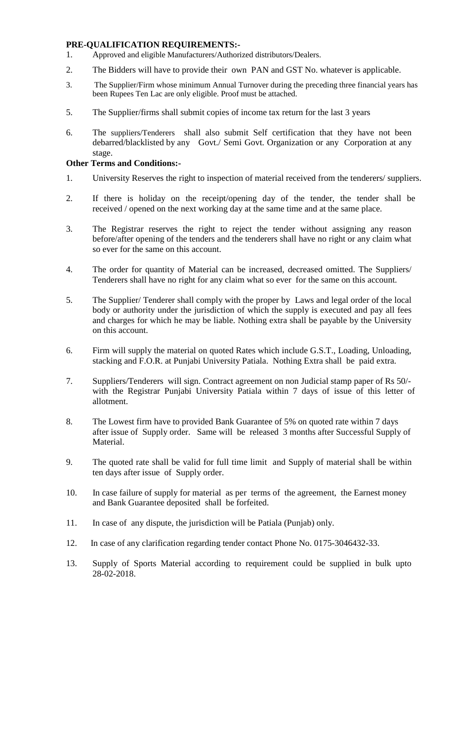**PRE-QUALIFICATION REQUIREMENTS:-**

1. Approved and eligible Manufacturers/Authorized distributors/Dealers.
2. The Bidders will have to provide their own PAN and GST No. whatever is applicable.
3. The Supplier/Firm whose minimum Annual Turnover during the preceding three financial years has been Rupees Ten Lac are only eligible. Proof must be attached.
5. The Supplier/firms shall submit copies of income tax return for the last 3 years
6. The suppliers/Tenderers shall also submit Self certification that they have not been debarred/blacklisted by any Govt./ Semi Govt. Organization or any Corporation at any stage.

**Other Terms and Conditions:-**

1. University Reserves the right to inspection of material received from the tenderers/ suppliers.
2. If there is holiday on the receipt/opening day of the tender, the tender shall be received / opened on the next working day at the same time and at the same place.
3. The Registrar reserves the right to reject the tender without assigning any reason before/after opening of the tenders and the tenderers shall have no right or any claim what so ever for the same on this account.
4. The order for quantity of Material can be increased, decreased omitted. The Suppliers/ Tenderers shall have no right for any claim what so ever for the same on this account.
5. The Supplier/ Tenderer shall comply with the proper by Laws and legal order of the local body or authority under the jurisdiction of which the supply is executed and pay all fees and charges for which he may be liable. Nothing extra shall be payable by the University on this account.
6. Firm will supply the material on quoted Rates which include G.S.T., Loading, Unloading, stacking and F.O.R. at Punjabi University Patiala. Nothing Extra shall be paid extra.
7. Suppliers/Tenderers will sign. Contract agreement on non Judicial stamp paper of Rs 50/- with the Registrar Punjabi University Patiala within 7 days of issue of this letter of allotment.
8. The Lowest firm have to provided Bank Guarantee of 5% on quoted rate within 7 days after issue of Supply order. Same will be released 3 months after Successful Supply of Material.
9. The quoted rate shall be valid for full time limit and Supply of material shall be within ten days after issue of Supply order.
10. In case failure of supply for material as per terms of the agreement, the Earnest money and Bank Guarantee deposited shall be forfeited.
11. In case of any dispute, the jurisdiction will be Patiala (Punjab) only.
12. In case of any clarification regarding tender contact Phone No. 0175-3046432-33.
13. Supply of Sports Material according to requirement could be supplied in bulk upto 28-02-2018.